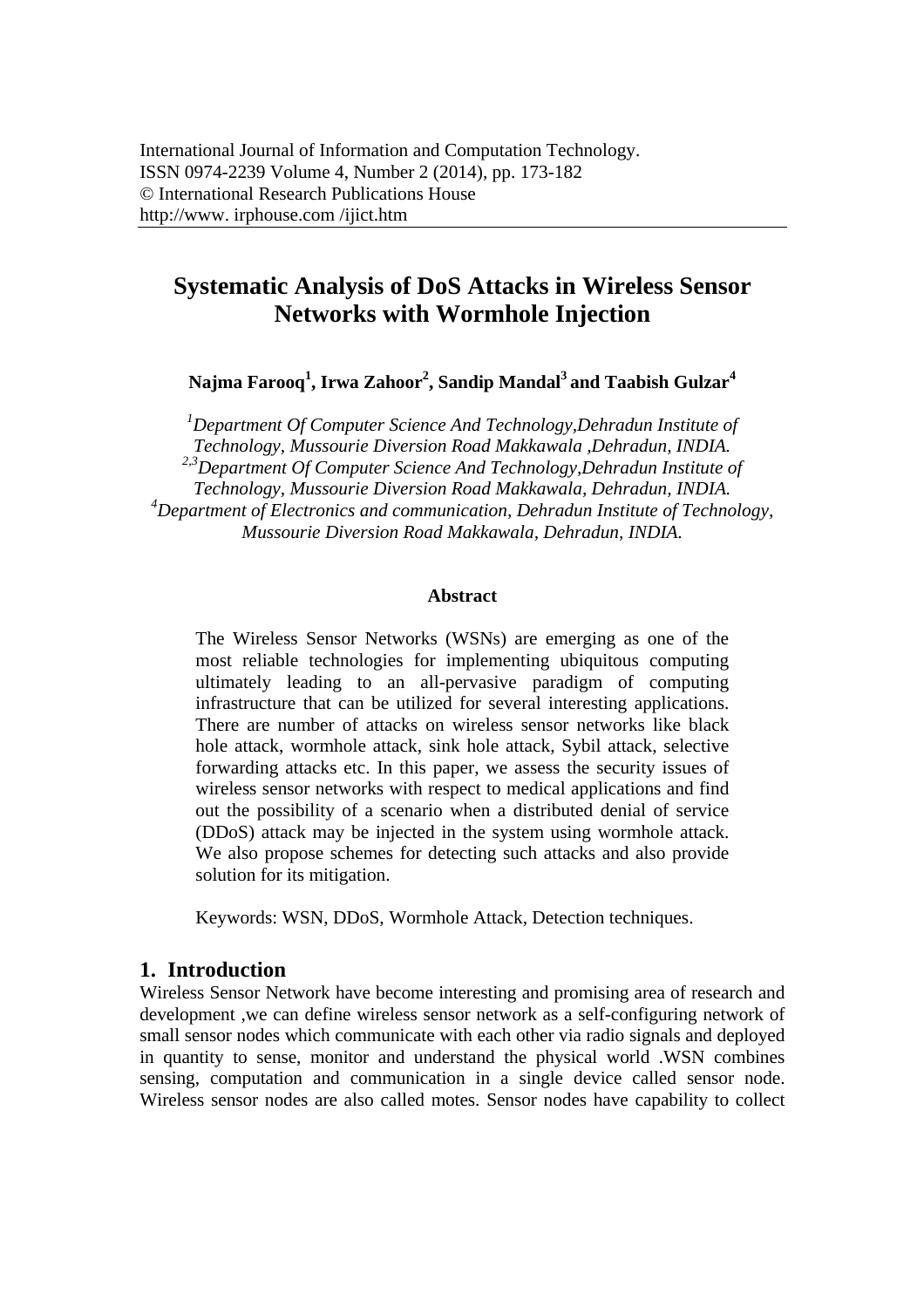International Journal of Information and Computation Technology.
ISSN 0974-2239 Volume 4, Number 2 (2014), pp. 173-182
© International Research Publications House
http://www. irphouse.com /ijict.htm

# Systematic Analysis of DoS Attacks in Wireless Sensor Networks with Wormhole Injection

**Najma Farooq[1], Irwa Zahoor[2], Sandip Mandal[3] and Taabish Gulzar[4]**

*[1]Department Of Computer Science And Technology,Dehradun Institute of Technology, Mussourie Diversion Road Makkawala ,Dehradun, INDIA.*
*[2,3]Department Of Computer Science And Technology,Dehradun Institute of Technology, Mussourie Diversion Road Makkawala, Dehradun, INDIA.*
*[4]Department of Electronics and communication, Dehradun Institute of Technology, Mussourie Diversion Road Makkawala, Dehradun, INDIA.*

### Abstract

The Wireless Sensor Networks (WSNs) are emerging as one of the most reliable technologies for implementing ubiquitous computing ultimately leading to an all-pervasive paradigm of computing infrastructure that can be utilized for several interesting applications. There are number of attacks on wireless sensor networks like black hole attack, wormhole attack, sink hole attack, Sybil attack, selective forwarding attacks etc. In this paper, we assess the security issues of wireless sensor networks with respect to medical applications and find out the possibility of a scenario when a distributed denial of service (DDoS) attack may be injected in the system using wormhole attack. We also propose schemes for detecting such attacks and also provide solution for its mitigation.

Keywords: WSN, DDoS, Wormhole Attack, Detection techniques.

## 1. Introduction

Wireless Sensor Network have become interesting and promising area of research and development ,we can define wireless sensor network as a self-configuring network of small sensor nodes which communicate with each other via radio signals and deployed in quantity to sense, monitor and understand the physical world .WSN combines sensing, computation and communication in a single device called sensor node. Wireless sensor nodes are also called motes. Sensor nodes have capability to collect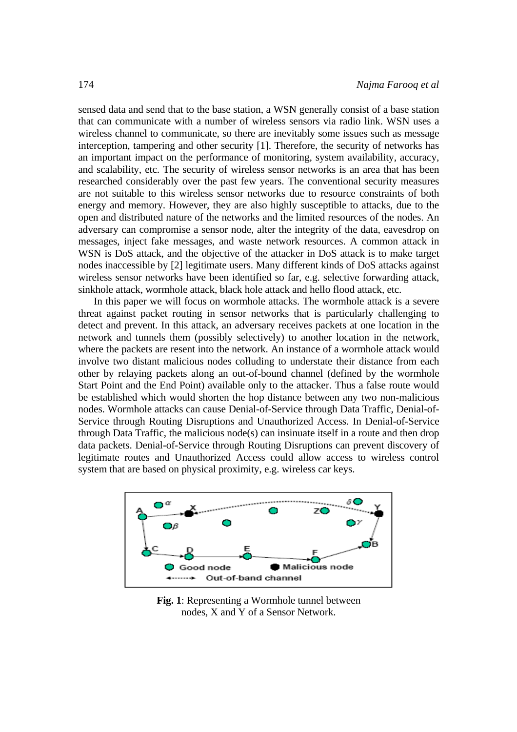sensed data and send that to the base station, a WSN generally consist of a base station that can communicate with a number of wireless sensors via radio link. WSN uses a wireless channel to communicate, so there are inevitably some issues such as message interception, tampering and other security [1]. Therefore, the security of networks has an important impact on the performance of monitoring, system availability, accuracy, and scalability, etc. The security of wireless sensor networks is an area that has been researched considerably over the past few years. The conventional security measures are not suitable to this wireless sensor networks due to resource constraints of both energy and memory. However, they are also highly susceptible to attacks, due to the open and distributed nature of the networks and the limited resources of the nodes. An adversary can compromise a sensor node, alter the integrity of the data, eavesdrop on messages, inject fake messages, and waste network resources. A common attack in WSN is DoS attack, and the objective of the attacker in DoS attack is to make target nodes inaccessible by [2] legitimate users. Many different kinds of DoS attacks against wireless sensor networks have been identified so far, e.g. selective forwarding attack, sinkhole attack, wormhole attack, black hole attack and hello flood attack, etc.

In this paper we will focus on wormhole attacks. The wormhole attack is a severe threat against packet routing in sensor networks that is particularly challenging to detect and prevent. In this attack, an adversary receives packets at one location in the network and tunnels them (possibly selectively) to another location in the network, where the packets are resent into the network. An instance of a wormhole attack would involve two distant malicious nodes colluding to understate their distance from each other by relaying packets along an out-of-bound channel (defined by the wormhole Start Point and the End Point) available only to the attacker. Thus a false route would be established which would shorten the hop distance between any two non-malicious nodes. Wormhole attacks can cause Denial-of-Service through Data Traffic, Denial-of-Service through Routing Disruptions and Unauthorized Access. In Denial-of-Service through Data Traffic, the malicious node(s) can insinuate itself in a route and then drop data packets. Denial-of-Service through Routing Disruptions can prevent discovery of legitimate routes and Unauthorized Access could allow access to wireless control system that are based on physical proximity, e.g. wireless car keys.

A
X
Y
Z
B
C
D
E
F
$\alpha$
$\beta$
$\gamma$
$\delta$
Good node
Malicious node
Out-of-band channel

**Fig. 1**: Representing a Wormhole tunnel between nodes, X and Y of a Sensor Network.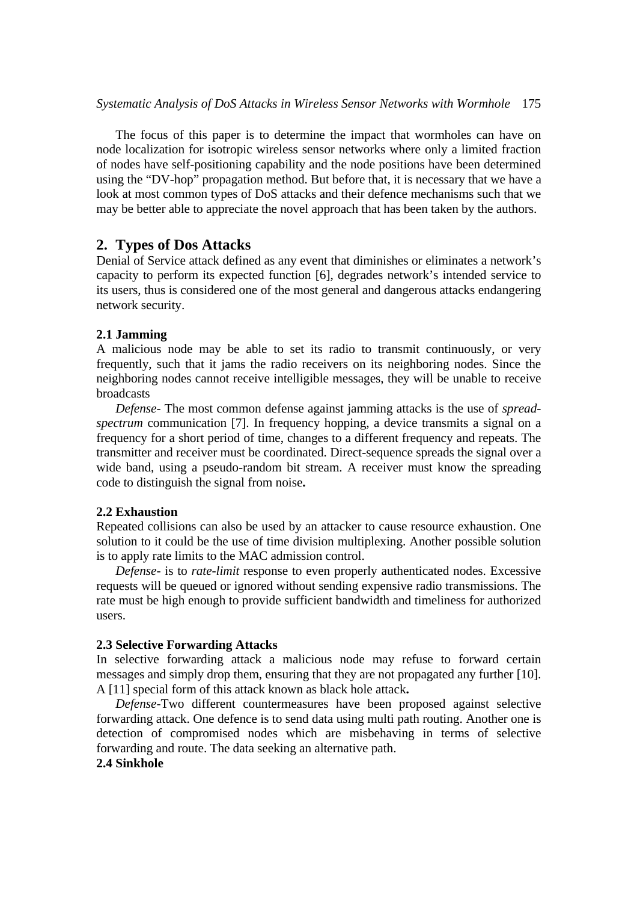The focus of this paper is to determine the impact that wormholes can have on node localization for isotropic wireless sensor networks where only a limited fraction of nodes have self-positioning capability and the node positions have been determined using the "DV-hop" propagation method. But before that, it is necessary that we have a look at most common types of DoS attacks and their defence mechanisms such that we may be better able to appreciate the novel approach that has been taken by the authors.

## 2. Types of Dos Attacks

Denial of Service attack defined as any event that diminishes or eliminates a network's capacity to perform its expected function [6], degrades network's intended service to its users, thus is considered one of the most general and dangerous attacks endangering network security.

### 2.1 Jamming

A malicious node may be able to set its radio to transmit continuously, or very frequently, such that it jams the radio receivers on its neighboring nodes. Since the neighboring nodes cannot receive intelligible messages, they will be unable to receive broadcasts

*Defense-* The most common defense against jamming attacks is the use of *spread-spectrum* communication [7]. In frequency hopping, a device transmits a signal on a frequency for a short period of time, changes to a different frequency and repeats. The transmitter and receiver must be coordinated. Direct-sequence spreads the signal over a wide band, using a pseudo-random bit stream. A receiver must know the spreading code to distinguish the signal from noise**.**

### 2.2 Exhaustion

Repeated collisions can also be used by an attacker to cause resource exhaustion. One solution to it could be the use of time division multiplexing. Another possible solution is to apply rate limits to the MAC admission control.

*Defense-* is to *rate-limit* response to even properly authenticated nodes. Excessive requests will be queued or ignored without sending expensive radio transmissions. The rate must be high enough to provide sufficient bandwidth and timeliness for authorized users.

### 2.3 Selective Forwarding Attacks

In selective forwarding attack a malicious node may refuse to forward certain messages and simply drop them, ensuring that they are not propagated any further [10]. A [11] special form of this attack known as black hole attack**.**

*Defense-*Two different countermeasures have been proposed against selective forwarding attack. One defence is to send data using multi path routing. Another one is detection of compromised nodes which are misbehaving in terms of selective forwarding and route. The data seeking an alternative path.

### 2.4 Sinkhole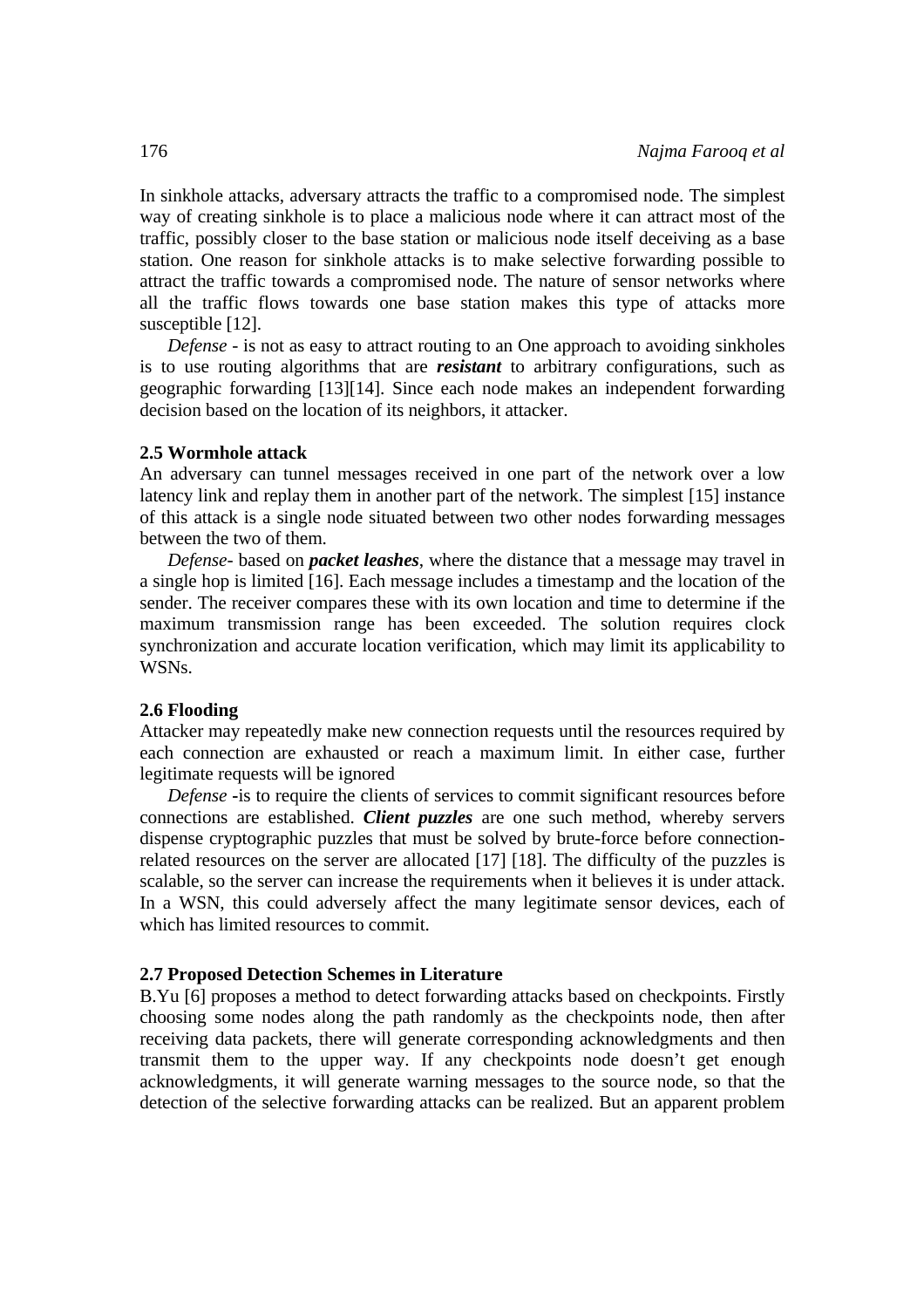In sinkhole attacks, adversary attracts the traffic to a compromised node. The simplest way of creating sinkhole is to place a malicious node where it can attract most of the traffic, possibly closer to the base station or malicious node itself deceiving as a base station. One reason for sinkhole attacks is to make selective forwarding possible to attract the traffic towards a compromised node. The nature of sensor networks where all the traffic flows towards one base station makes this type of attacks more susceptible [12].

*Defense* - is not as easy to attract routing to an One approach to avoiding sinkholes is to use routing algorithms that are ***resistant*** to arbitrary configurations, such as geographic forwarding [13][14]. Since each node makes an independent forwarding decision based on the location of its neighbors, it attacker.

### 2.5 Wormhole attack

An adversary can tunnel messages received in one part of the network over a low latency link and replay them in another part of the network. The simplest [15] instance of this attack is a single node situated between two other nodes forwarding messages between the two of them.

*Defense*- based on ***packet leashes***, where the distance that a message may travel in a single hop is limited [16]. Each message includes a timestamp and the location of the sender. The receiver compares these with its own location and time to determine if the maximum transmission range has been exceeded. The solution requires clock synchronization and accurate location verification, which may limit its applicability to WSNs.

### 2.6 Flooding

Attacker may repeatedly make new connection requests until the resources required by each connection are exhausted or reach a maximum limit. In either case, further legitimate requests will be ignored

*Defense* **-**is to require the clients of services to commit significant resources before connections are established. ***Client puzzles*** are one such method, whereby servers dispense cryptographic puzzles that must be solved by brute-force before connection-related resources on the server are allocated [17] [18]. The difficulty of the puzzles is scalable, so the server can increase the requirements when it believes it is under attack. In a WSN, this could adversely affect the many legitimate sensor devices, each of which has limited resources to commit.

### 2.7 Proposed Detection Schemes in Literature

B.Yu [6] proposes a method to detect forwarding attacks based on checkpoints. Firstly choosing some nodes along the path randomly as the checkpoints node, then after receiving data packets, there will generate corresponding acknowledgments and then transmit them to the upper way. If any checkpoints node doesn’t get enough acknowledgments, it will generate warning messages to the source node, so that the detection of the selective forwarding attacks can be realized. But an apparent problem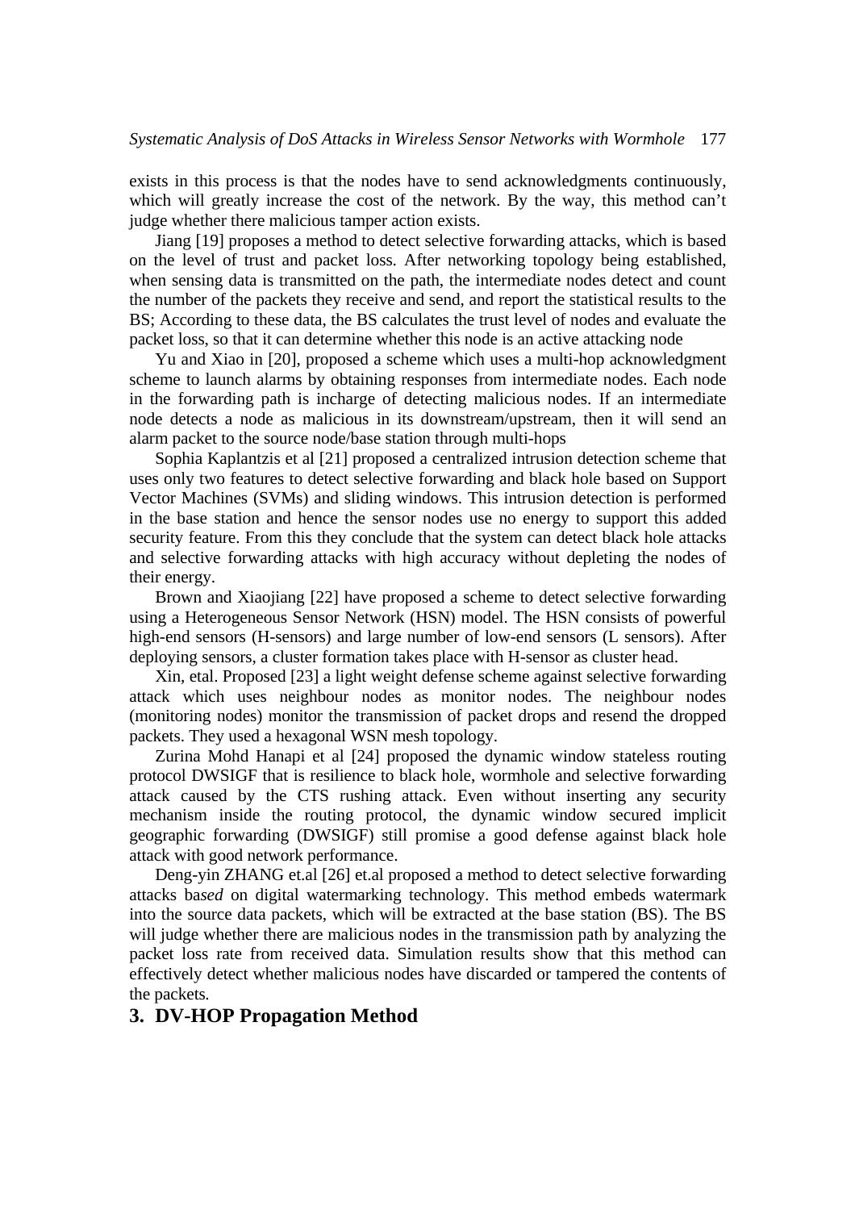exists in this process is that the nodes have to send acknowledgments continuously, which will greatly increase the cost of the network. By the way, this method can't judge whether there malicious tamper action exists.

Jiang [19] proposes a method to detect selective forwarding attacks, which is based on the level of trust and packet loss. After networking topology being established, when sensing data is transmitted on the path, the intermediate nodes detect and count the number of the packets they receive and send, and report the statistical results to the BS; According to these data, the BS calculates the trust level of nodes and evaluate the packet loss, so that it can determine whether this node is an active attacking node

Yu and Xiao in [20], proposed a scheme which uses a multi-hop acknowledgment scheme to launch alarms by obtaining responses from intermediate nodes. Each node in the forwarding path is incharge of detecting malicious nodes. If an intermediate node detects a node as malicious in its downstream/upstream, then it will send an alarm packet to the source node/base station through multi-hops

Sophia Kaplantzis et al [21] proposed a centralized intrusion detection scheme that uses only two features to detect selective forwarding and black hole based on Support Vector Machines (SVMs) and sliding windows. This intrusion detection is performed in the base station and hence the sensor nodes use no energy to support this added security feature. From this they conclude that the system can detect black hole attacks and selective forwarding attacks with high accuracy without depleting the nodes of their energy.

Brown and Xiaojiang [22] have proposed a scheme to detect selective forwarding using a Heterogeneous Sensor Network (HSN) model. The HSN consists of powerful high-end sensors (H-sensors) and large number of low-end sensors (L sensors). After deploying sensors, a cluster formation takes place with H-sensor as cluster head.

Xin, etal. Proposed [23] a light weight defense scheme against selective forwarding attack which uses neighbour nodes as monitor nodes. The neighbour nodes (monitoring nodes) monitor the transmission of packet drops and resend the dropped packets. They used a hexagonal WSN mesh topology.

Zurina Mohd Hanapi et al [24] proposed the dynamic window stateless routing protocol DWSIGF that is resilience to black hole, wormhole and selective forwarding attack caused by the CTS rushing attack. Even without inserting any security mechanism inside the routing protocol, the dynamic window secured implicit geographic forwarding (DWSIGF) still promise a good defense against black hole attack with good network performance.

Deng-yin ZHANG et.al [26] et.al proposed a method to detect selective forwarding attacks ba*sed* on digital watermarking technology. This method embeds watermark into the source data packets, which will be extracted at the base station (BS). The BS will judge whether there are malicious nodes in the transmission path by analyzing the packet loss rate from received data. Simulation results show that this method can effectively detect whether malicious nodes have discarded or tampered the contents of the packets.

## 3. DV-HOP Propagation Method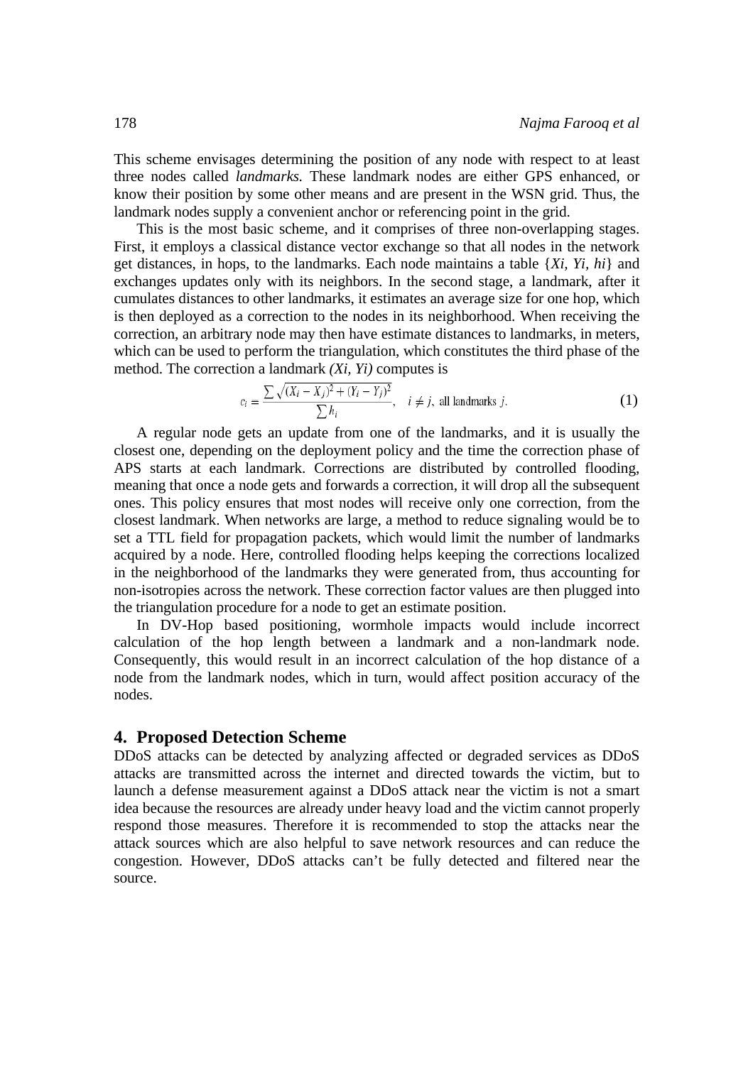This scheme envisages determining the position of any node with respect to at least three nodes called *landmarks.* These landmark nodes are either GPS enhanced, or know their position by some other means and are present in the WSN grid. Thus, the landmark nodes supply a convenient anchor or referencing point in the grid.

This is the most basic scheme, and it comprises of three non-overlapping stages. First, it employs a classical distance vector exchange so that all nodes in the network get distances, in hops, to the landmarks. Each node maintains a table {*Xi*, *Yi*, *hi*} and exchanges updates only with its neighbors. In the second stage, a landmark, after it cumulates distances to other landmarks, it estimates an average size for one hop, which is then deployed as a correction to the nodes in its neighborhood. When receiving the correction, an arbitrary node may then have estimate distances to landmarks, in meters, which can be used to perform the triangulation, which constitutes the third phase of the method. The correction a landmark *(Xi, Yi)* computes is

$$c_i = \frac{\sum \sqrt{(X_i - X_j)^2 + (Y_i - Y_j)^2}}{\sum h_i}, \quad i \neq j, \text{ all landmarks } j. \tag{1}$$

A regular node gets an update from one of the landmarks, and it is usually the closest one, depending on the deployment policy and the time the correction phase of APS starts at each landmark. Corrections are distributed by controlled flooding, meaning that once a node gets and forwards a correction, it will drop all the subsequent ones. This policy ensures that most nodes will receive only one correction, from the closest landmark. When networks are large, a method to reduce signaling would be to set a TTL field for propagation packets, which would limit the number of landmarks acquired by a node. Here, controlled flooding helps keeping the corrections localized in the neighborhood of the landmarks they were generated from, thus accounting for non-isotropies across the network. These correction factor values are then plugged into the triangulation procedure for a node to get an estimate position.

In DV-Hop based positioning, wormhole impacts would include incorrect calculation of the hop length between a landmark and a non-landmark node. Consequently, this would result in an incorrect calculation of the hop distance of a node from the landmark nodes, which in turn, would affect position accuracy of the nodes.

## 4. Proposed Detection Scheme

DDoS attacks can be detected by analyzing affected or degraded services as DDoS attacks are transmitted across the internet and directed towards the victim, but to launch a defense measurement against a DDoS attack near the victim is not a smart idea because the resources are already under heavy load and the victim cannot properly respond those measures. Therefore it is recommended to stop the attacks near the attack sources which are also helpful to save network resources and can reduce the congestion. However, DDoS attacks can't be fully detected and filtered near the source.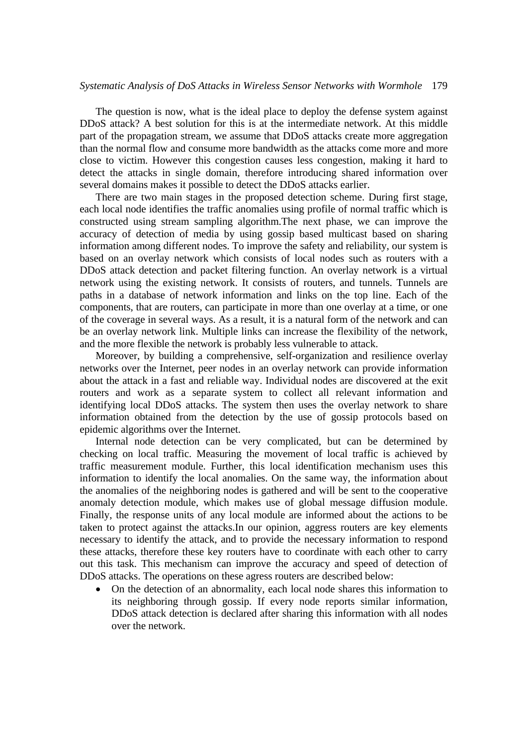The question is now, what is the ideal place to deploy the defense system against DDoS attack? A best solution for this is at the intermediate network. At this middle part of the propagation stream, we assume that DDoS attacks create more aggregation than the normal flow and consume more bandwidth as the attacks come more and more close to victim. However this congestion causes less congestion, making it hard to detect the attacks in single domain, therefore introducing shared information over several domains makes it possible to detect the DDoS attacks earlier.

There are two main stages in the proposed detection scheme. During first stage, each local node identifies the traffic anomalies using profile of normal traffic which is constructed using stream sampling algorithm.The next phase, we can improve the accuracy of detection of media by using gossip based multicast based on sharing information among different nodes. To improve the safety and reliability, our system is based on an overlay network which consists of local nodes such as routers with a DDoS attack detection and packet filtering function. An overlay network is a virtual network using the existing network. It consists of routers, and tunnels. Tunnels are paths in a database of network information and links on the top line. Each of the components, that are routers, can participate in more than one overlay at a time, or one of the coverage in several ways. As a result, it is a natural form of the network and can be an overlay network link. Multiple links can increase the flexibility of the network, and the more flexible the network is probably less vulnerable to attack.

Moreover, by building a comprehensive, self-organization and resilience overlay networks over the Internet, peer nodes in an overlay network can provide information about the attack in a fast and reliable way. Individual nodes are discovered at the exit routers and work as a separate system to collect all relevant information and identifying local DDoS attacks. The system then uses the overlay network to share information obtained from the detection by the use of gossip protocols based on epidemic algorithms over the Internet.

Internal node detection can be very complicated, but can be determined by checking on local traffic. Measuring the movement of local traffic is achieved by traffic measurement module. Further, this local identification mechanism uses this information to identify the local anomalies. On the same way, the information about the anomalies of the neighboring nodes is gathered and will be sent to the cooperative anomaly detection module, which makes use of global message diffusion module. Finally, the response units of any local module are informed about the actions to be taken to protect against the attacks.In our opinion, aggress routers are key elements necessary to identify the attack, and to provide the necessary information to respond these attacks, therefore these key routers have to coordinate with each other to carry out this task. This mechanism can improve the accuracy and speed of detection of DDoS attacks. The operations on these agress routers are described below:

- On the detection of an abnormality, each local node shares this information to its neighboring through gossip. If every node reports similar information, DDoS attack detection is declared after sharing this information with all nodes over the network.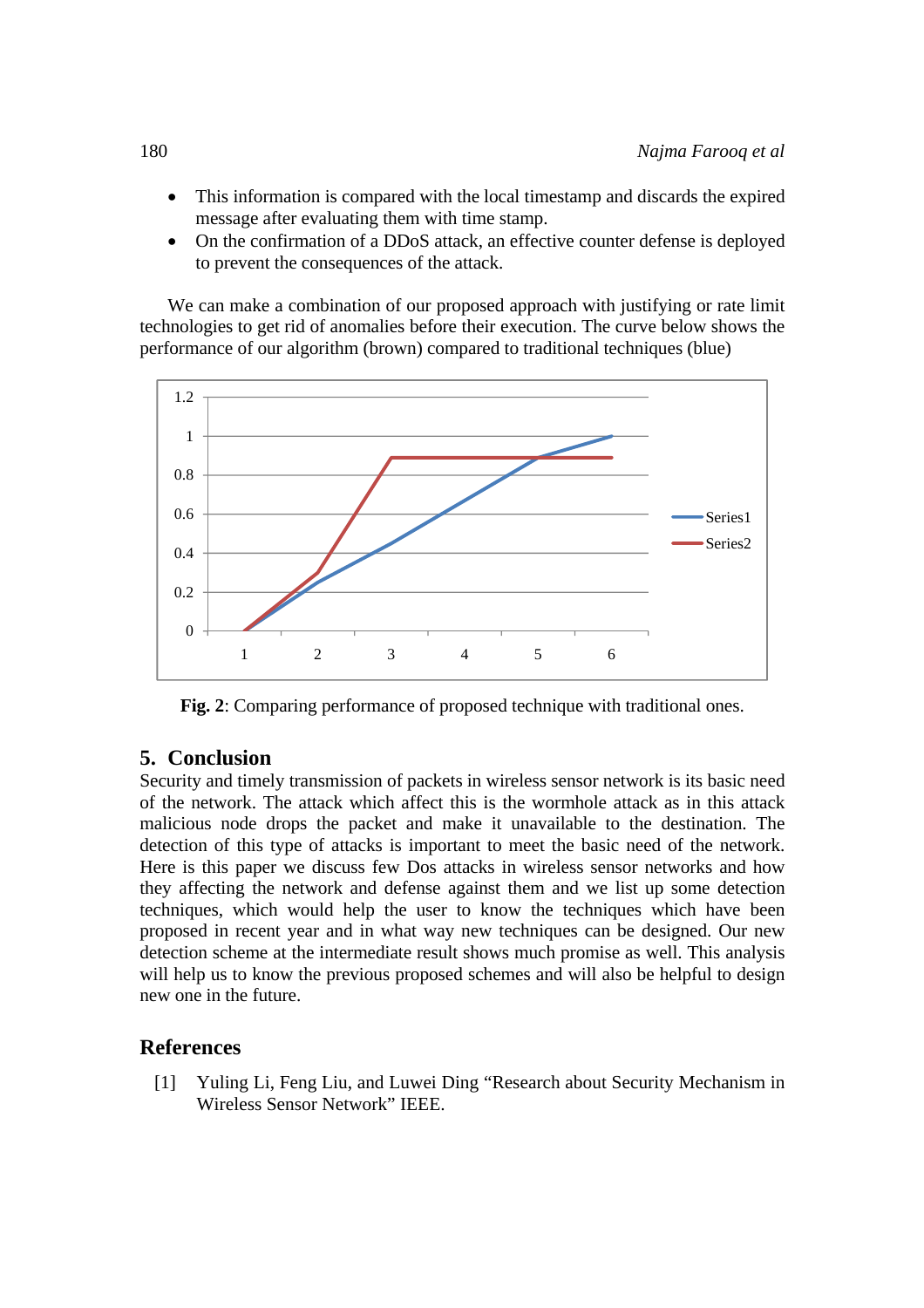- This information is compared with the local timestamp and discards the expired message after evaluating them with time stamp.
- On the confirmation of a DDoS attack, an effective counter defense is deployed to prevent the consequences of the attack.

We can make a combination of our proposed approach with justifying or rate limit technologies to get rid of anomalies before their execution. The curve below shows the performance of our algorithm (brown) compared to traditional techniques (blue)

**Fig. 2**: Comparing performance of proposed technique with traditional ones.

## 5. Conclusion

Security and timely transmission of packets in wireless sensor network is its basic need of the network. The attack which affect this is the wormhole attack as in this attack malicious node drops the packet and make it unavailable to the destination. The detection of this type of attacks is important to meet the basic need of the network. Here is this paper we discuss few Dos attacks in wireless sensor networks and how they affecting the network and defense against them and we list up some detection techniques, which would help the user to know the techniques which have been proposed in recent year and in what way new techniques can be designed. Our new detection scheme at the intermediate result shows much promise as well. This analysis will help us to know the previous proposed schemes and will also be helpful to design new one in the future.

## References

[1] Yuling Li, Feng Liu, and Luwei Ding "Research about Security Mechanism in Wireless Sensor Network" IEEE.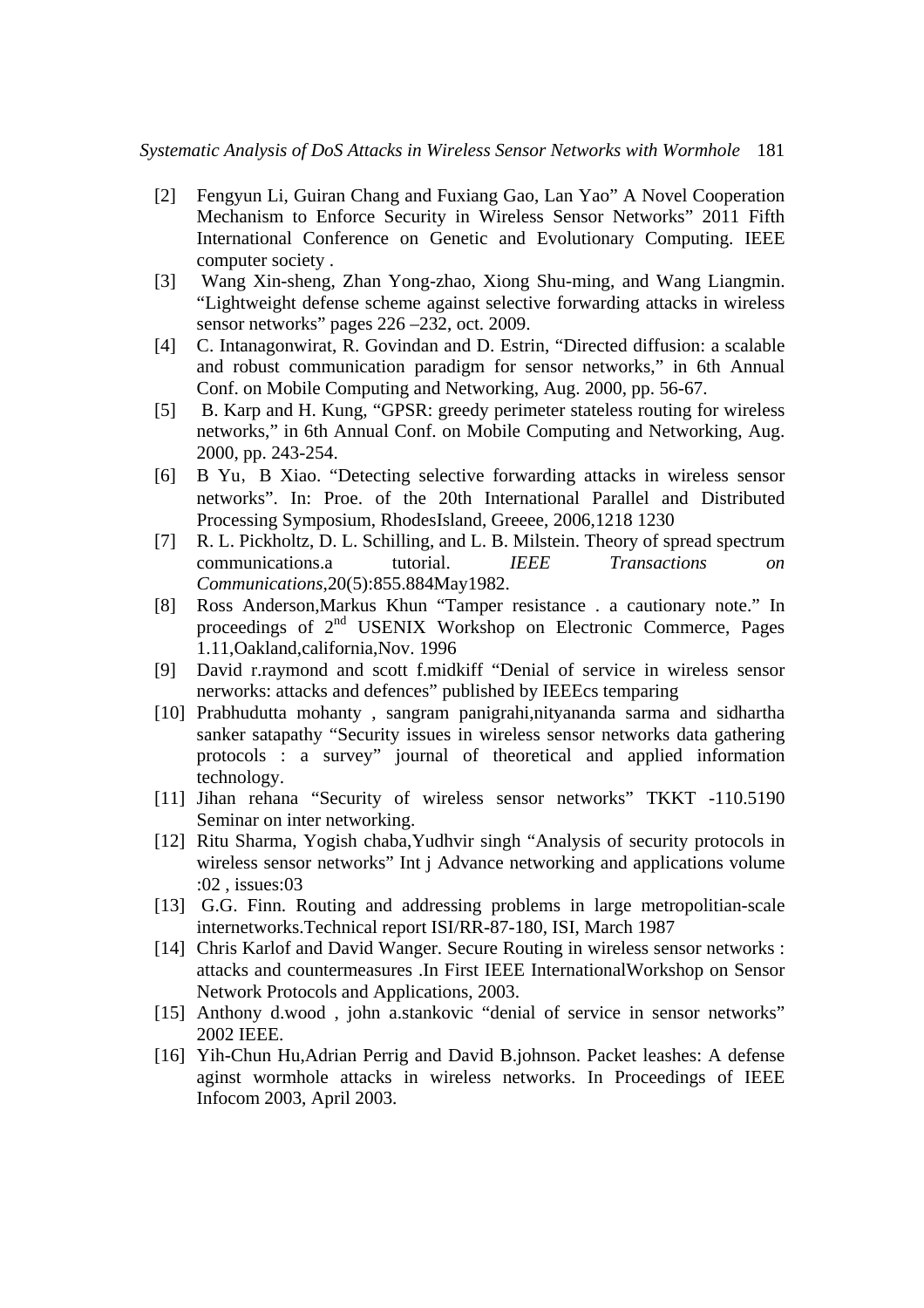[2] Fengyun Li, Guiran Chang and Fuxiang Gao, Lan Yao" A Novel Cooperation Mechanism to Enforce Security in Wireless Sensor Networks" 2011 Fifth International Conference on Genetic and Evolutionary Computing. IEEE computer society .

[3] Wang Xin-sheng, Zhan Yong-zhao, Xiong Shu-ming, and Wang Liangmin. "Lightweight defense scheme against selective forwarding attacks in wireless sensor networks" pages 226 –232, oct. 2009.

[4] C. Intanagonwirat, R. Govindan and D. Estrin, "Directed diffusion: a scalable and robust communication paradigm for sensor networks," in 6th Annual Conf. on Mobile Computing and Networking, Aug. 2000, pp. 56-67.

[5] B. Karp and H. Kung, "GPSR: greedy perimeter stateless routing for wireless networks," in 6th Annual Conf. on Mobile Computing and Networking, Aug. 2000, pp. 243-254.

[6] B Yu, B Xiao. "Detecting selective forwarding attacks in wireless sensor networks". In: Proe. of the 20th International Parallel and Distributed Processing Symposium, RhodesIsland, Greeee, 2006,1218 1230

[7] R. L. Pickholtz, D. L. Schilling, and L. B. Milstein. Theory of spread spectrum communications.a tutorial. *IEEE Transactions on Communications*,20(5):855.884May1982.

[8] Ross Anderson,Markus Khun "Tamper resistance . a cautionary note." In proceedings of 2nd USENIX Workshop on Electronic Commerce, Pages 1.11,Oakland,california,Nov. 1996

[9] David r.raymond and scott f.midkiff "Denial of service in wireless sensor nerworks: attacks and defences" published by IEEEcs temparing

[10] Prabhudutta mohanty , sangram panigrahi,nityananda sarma and sidhartha sanker satapathy "Security issues in wireless sensor networks data gathering protocols : a survey" journal of theoretical and applied information technology.

[11] Jihan rehana "Security of wireless sensor networks" TKKT -110.5190 Seminar on inter networking.

[12] Ritu Sharma, Yogish chaba,Yudhvir singh "Analysis of security protocols in wireless sensor networks" Int j Advance networking and applications volume :02 , issues:03

[13] G.G. Finn. Routing and addressing problems in large metropolitian-scale internetworks.Technical report ISI/RR-87-180, ISI, March 1987

[14] Chris Karlof and David Wanger. Secure Routing in wireless sensor networks : attacks and countermeasures .In First IEEE InternationalWorkshop on Sensor Network Protocols and Applications, 2003.

[15] Anthony d.wood , john a.stankovic "denial of service in sensor networks" 2002 IEEE.

[16] Yih-Chun Hu,Adrian Perrig and David B.johnson. Packet leashes: A defense aginst wormhole attacks in wireless networks. In Proceedings of IEEE Infocom 2003, April 2003.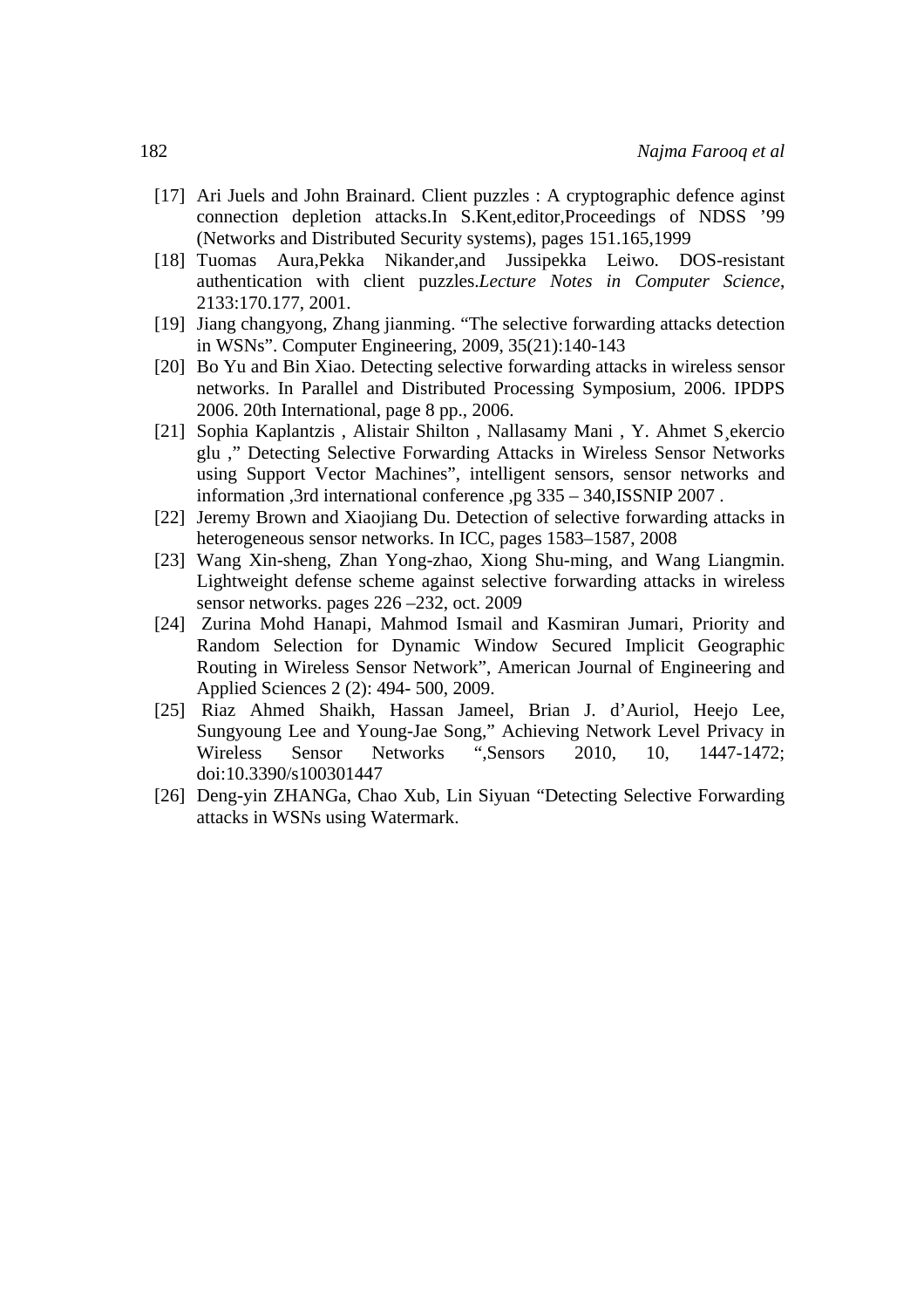[17] Ari Juels and John Brainard. Client puzzles : A cryptographic defence aginst connection depletion attacks.In S.Kent,editor,Proceedings of NDSS '99 (Networks and Distributed Security systems), pages 151.165,1999

[18] Tuomas Aura,Pekka Nikander,and Jussipekka Leiwo. DOS-resistant authentication with client puzzles.*Lecture Notes in Computer Science*, 2133:170.177, 2001.

[19] Jiang changyong, Zhang jianming. "The selective forwarding attacks detection in WSNs". Computer Engineering, 2009, 35(21):140-143

[20] Bo Yu and Bin Xiao. Detecting selective forwarding attacks in wireless sensor networks. In Parallel and Distributed Processing Symposium, 2006. IPDPS 2006. 20th International, page 8 pp., 2006.

[21] Sophia Kaplantzis , Alistair Shilton , Nallasamy Mani , Y. Ahmet S¸ekercio glu ," Detecting Selective Forwarding Attacks in Wireless Sensor Networks using Support Vector Machines", intelligent sensors, sensor networks and information ,3rd international conference ,pg 335 – 340,ISSNIP 2007 .

[22] Jeremy Brown and Xiaojiang Du. Detection of selective forwarding attacks in heterogeneous sensor networks. In ICC, pages 1583–1587, 2008

[23] Wang Xin-sheng, Zhan Yong-zhao, Xiong Shu-ming, and Wang Liangmin. Lightweight defense scheme against selective forwarding attacks in wireless sensor networks. pages 226 –232, oct. 2009

[24] Zurina Mohd Hanapi, Mahmod Ismail and Kasmiran Jumari, Priority and Random Selection for Dynamic Window Secured Implicit Geographic Routing in Wireless Sensor Network", American Journal of Engineering and Applied Sciences 2 (2): 494- 500, 2009.

[25] Riaz Ahmed Shaikh, Hassan Jameel, Brian J. d'Auriol, Heejo Lee, Sungyoung Lee and Young-Jae Song," Achieving Network Level Privacy in Wireless Sensor Networks ",Sensors 2010, 10, 1447-1472; doi:10.3390/s100301447

[26] Deng-yin ZHANGa, Chao Xub, Lin Siyuan "Detecting Selective Forwarding attacks in WSNs using Watermark.